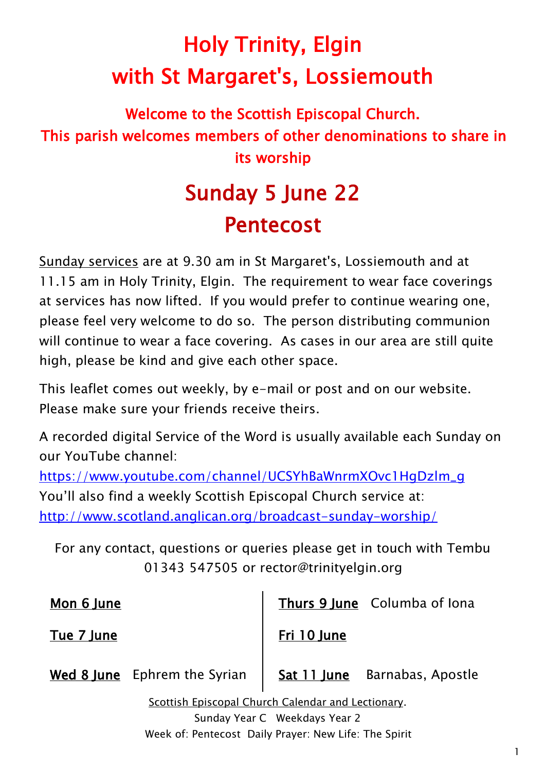# Holy Trinity, Elgin
# with St Margaret's, Lossiemouth

### Welcome to the Scottish Episcopal Church.
### This parish welcomes members of other denominations to share in its worship

## Sunday 5 June 22
## Pentecost

Sunday services are at 9.30 am in St Margaret's, Lossiemouth and at 11.15 am in Holy Trinity, Elgin. The requirement to wear face coverings at services has now lifted. If you would prefer to continue wearing one, please feel very welcome to do so. The person distributing communion will continue to wear a face covering. As cases in our area are still quite high, please be kind and give each other space.

This leaflet comes out weekly, by e-mail or post and on our website. Please make sure your friends receive theirs.

A recorded digital Service of the Word is usually available each Sunday on our YouTube channel:
https://www.youtube.com/channel/UCSYhBaWnrmXOvc1HgDzlm_g
You'll also find a weekly Scottish Episcopal Church service at:
http://www.scotland.anglican.org/broadcast-sunday-worship/

For any contact, questions or queries please get in touch with Tembu 01343 547505 or rector@trinityelgin.org

**Mon 6 June**

**Tue 7 June**

**Wed 8 June** Ephrem the Syrian

**Thurs 9 June** Columba of Iona

**Fri 10 June**

**Sat 11 June** Barnabas, Apostle

Scottish Episcopal Church Calendar and Lectionary.
Sunday Year C Weekdays Year 2
Week of: Pentecost Daily Prayer: New Life: The Spirit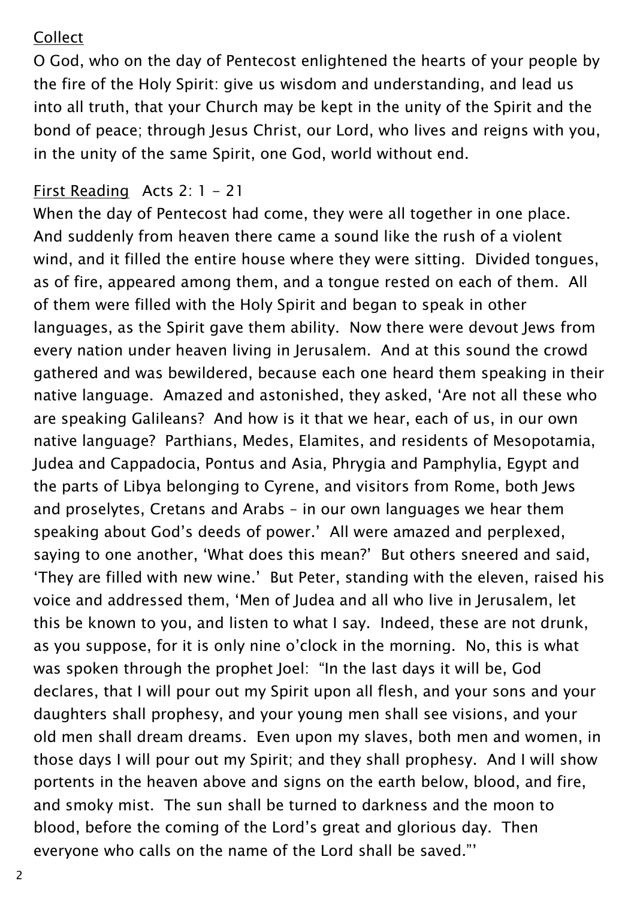Collect

O God, who on the day of Pentecost enlightened the hearts of your people by the fire of the Holy Spirit: give us wisdom and understanding, and lead us into all truth, that your Church may be kept in the unity of the Spirit and the bond of peace; through Jesus Christ, our Lord, who lives and reigns with you, in the unity of the same Spirit, one God, world without end.

First Reading Acts 2: 1 - 21

When the day of Pentecost had come, they were all together in one place. And suddenly from heaven there came a sound like the rush of a violent wind, and it filled the entire house where they were sitting. Divided tongues, as of fire, appeared among them, and a tongue rested on each of them. All of them were filled with the Holy Spirit and began to speak in other languages, as the Spirit gave them ability. Now there were devout Jews from every nation under heaven living in Jerusalem. And at this sound the crowd gathered and was bewildered, because each one heard them speaking in their native language. Amazed and astonished, they asked, 'Are not all these who are speaking Galileans? And how is it that we hear, each of us, in our own native language? Parthians, Medes, Elamites, and residents of Mesopotamia, Judea and Cappadocia, Pontus and Asia, Phrygia and Pamphylia, Egypt and the parts of Libya belonging to Cyrene, and visitors from Rome, both Jews and proselytes, Cretans and Arabs – in our own languages we hear them speaking about God's deeds of power.' All were amazed and perplexed, saying to one another, 'What does this mean?' But others sneered and said, 'They are filled with new wine.' But Peter, standing with the eleven, raised his voice and addressed them, 'Men of Judea and all who live in Jerusalem, let this be known to you, and listen to what I say. Indeed, these are not drunk, as you suppose, for it is only nine o'clock in the morning. No, this is what was spoken through the prophet Joel: "In the last days it will be, God declares, that I will pour out my Spirit upon all flesh, and your sons and your daughters shall prophesy, and your young men shall see visions, and your old men shall dream dreams. Even upon my slaves, both men and women, in those days I will pour out my Spirit; and they shall prophesy. And I will show portents in the heaven above and signs on the earth below, blood, and fire, and smoky mist. The sun shall be turned to darkness and the moon to blood, before the coming of the Lord's great and glorious day. Then everyone who calls on the name of the Lord shall be saved."'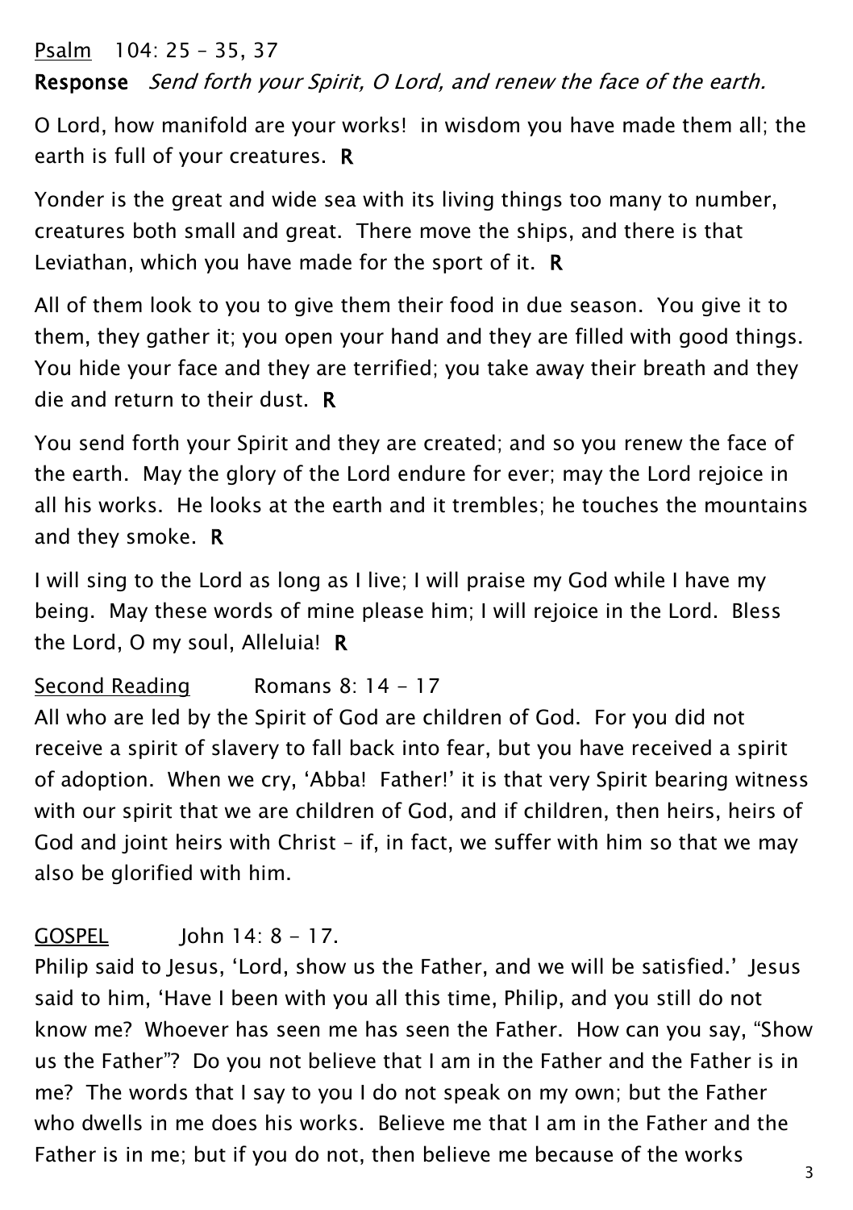<u>Psalm</u>  104: 25 – 35, 37

**Response**  *Send forth your Spirit, O Lord, and renew the face of the earth.*

O Lord, how manifold are your works!  in wisdom you have made them all; the earth is full of your creatures.  **R**

Yonder is the great and wide sea with its living things too many to number, creatures both small and great.  There move the ships, and there is that Leviathan, which you have made for the sport of it.  **R**

All of them look to you to give them their food in due season.  You give it to them, they gather it; you open your hand and they are filled with good things.  You hide your face and they are terrified; you take away their breath and they die and return to their dust.  **R**

You send forth your Spirit and they are created; and so you renew the face of the earth.  May the glory of the Lord endure for ever; may the Lord rejoice in all his works.  He looks at the earth and it trembles; he touches the mountains and they smoke.  **R**

I will sing to the Lord as long as I live; I will praise my God while I have my being.  May these words of mine please him; I will rejoice in the Lord.  Bless the Lord, O my soul, Alleluia!  **R**

<u>Second Reading</u>  Romans 8: 14 - 17

All who are led by the Spirit of God are children of God.  For you did not receive a spirit of slavery to fall back into fear, but you have received a spirit of adoption.  When we cry, 'Abba!  Father!' it is that very Spirit bearing witness with our spirit that we are children of God, and if children, then heirs, heirs of God and joint heirs with Christ – if, in fact, we suffer with him so that we may also be glorified with him.

<u>GOSPEL</u>  John 14: 8 - 17.

Philip said to Jesus, 'Lord, show us the Father, and we will be satisfied.'  Jesus said to him, 'Have I been with you all this time, Philip, and you still do not know me?  Whoever has seen me has seen the Father.  How can you say, "Show us the Father"?  Do you not believe that I am in the Father and the Father is in me?  The words that I say to you I do not speak on my own; but the Father who dwells in me does his works.  Believe me that I am in the Father and the Father is in me; but if you do not, then believe me because of the works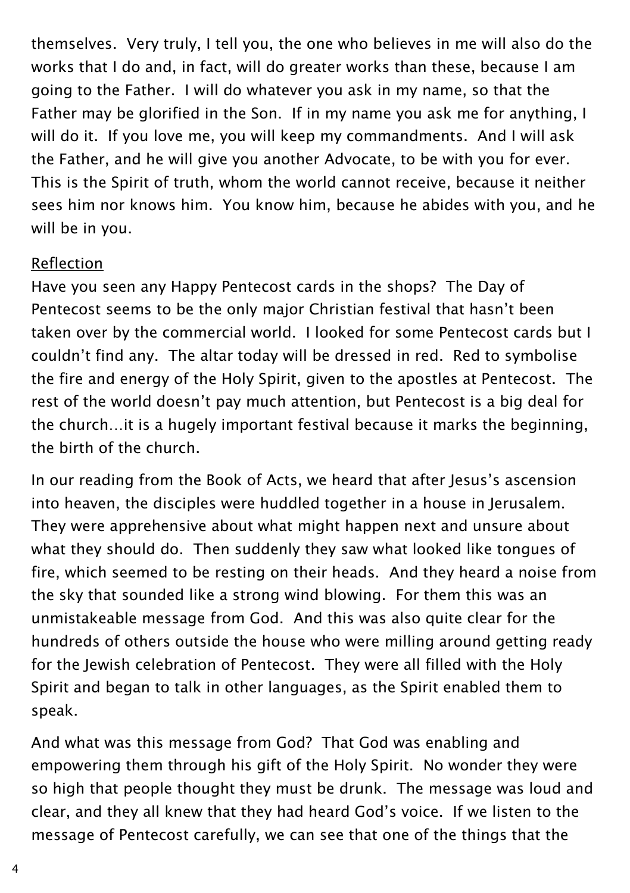themselves.  Very truly, I tell you, the one who believes in me will also do the works that I do and, in fact, will do greater works than these, because I am going to the Father.  I will do whatever you ask in my name, so that the Father may be glorified in the Son.  If in my name you ask me for anything, I will do it.  If you love me, you will keep my commandments.  And I will ask the Father, and he will give you another Advocate, to be with you for ever.  This is the Spirit of truth, whom the world cannot receive, because it neither sees him nor knows him.  You know him, because he abides with you, and he will be in you.

<u>Reflection</u>

Have you seen any Happy Pentecost cards in the shops?  The Day of Pentecost seems to be the only major Christian festival that hasn't been taken over by the commercial world.  I looked for some Pentecost cards but I couldn't find any.  The altar today will be dressed in red.  Red to symbolise the fire and energy of the Holy Spirit, given to the apostles at Pentecost.  The rest of the world doesn't pay much attention, but Pentecost is a big deal for the church…it is a hugely important festival because it marks the beginning, the birth of the church.

In our reading from the Book of Acts, we heard that after Jesus's ascension into heaven, the disciples were huddled together in a house in Jerusalem.  They were apprehensive about what might happen next and unsure about what they should do.  Then suddenly they saw what looked like tongues of fire, which seemed to be resting on their heads.  And they heard a noise from the sky that sounded like a strong wind blowing.  For them this was an unmistakeable message from God.  And this was also quite clear for the hundreds of others outside the house who were milling around getting ready for the Jewish celebration of Pentecost.  They were all filled with the Holy Spirit and began to talk in other languages, as the Spirit enabled them to speak.

And what was this message from God?  That God was enabling and empowering them through his gift of the Holy Spirit.  No wonder they were so high that people thought they must be drunk.  The message was loud and clear, and they all knew that they had heard God's voice.  If we listen to the message of Pentecost carefully, we can see that one of the things that the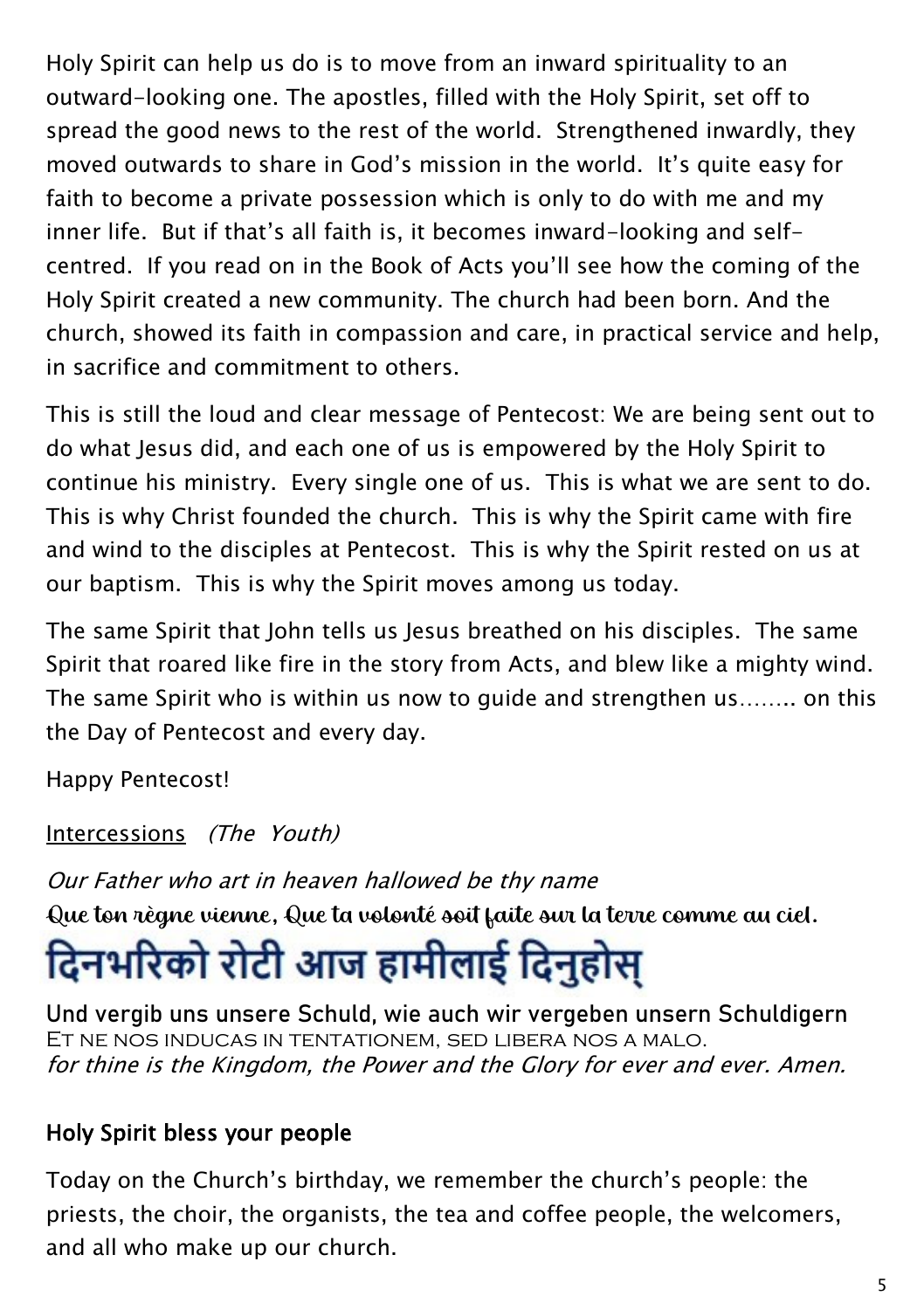Holy Spirit can help us do is to move from an inward spirituality to an outward-looking one. The apostles, filled with the Holy Spirit, set off to spread the good news to the rest of the world. Strengthened inwardly, they moved outwards to share in God's mission in the world. It's quite easy for faith to become a private possession which is only to do with me and my inner life. But if that's all faith is, it becomes inward-looking and self-centred. If you read on in the Book of Acts you'll see how the coming of the Holy Spirit created a new community. The church had been born. And the church, showed its faith in compassion and care, in practical service and help, in sacrifice and commitment to others.

This is still the loud and clear message of Pentecost: We are being sent out to do what Jesus did, and each one of us is empowered by the Holy Spirit to continue his ministry. Every single one of us. This is what we are sent to do. This is why Christ founded the church. This is why the Spirit came with fire and wind to the disciples at Pentecost. This is why the Spirit rested on us at our baptism. This is why the Spirit moves among us today.

The same Spirit that John tells us Jesus breathed on his disciples. The same Spirit that roared like fire in the story from Acts, and blew like a mighty wind. The same Spirit who is within us now to guide and strengthen us…….. on this the Day of Pentecost and every day.

Happy Pentecost!

<u>Intercessions</u> *(The Youth)*

*Our Father who art in heaven hallowed be thy name*

Que ton règne vienne, Que ta volonté soit faite sur la terre comme au ciel.

दिनभरिको रोटी आज हामीलाई दिनुहोस्

**Und vergib uns unsere Schuld, wie auch wir vergeben unsern Schuldigern**

ET NE NOS INDUCAS IN TENTATIONEM, SED LIBERA NOS A MALO.

*for thine is the Kingdom, the Power and the Glory for ever and ever. Amen.*

**Holy Spirit bless your people**

Today on the Church's birthday, we remember the church's people: the priests, the choir, the organists, the tea and coffee people, the welcomers, and all who make up our church.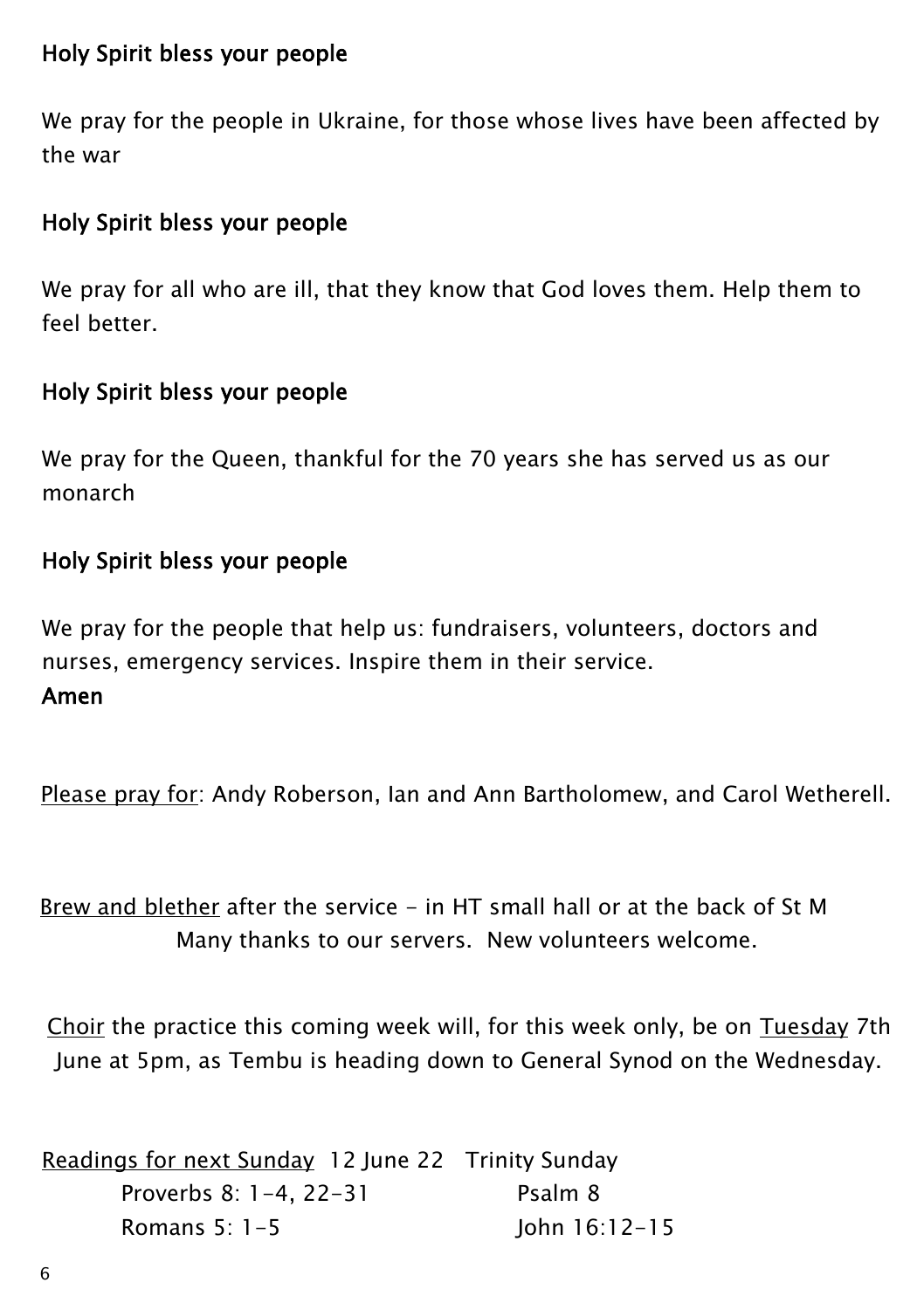**Holy Spirit bless your people**

We pray for the people in Ukraine, for those whose lives have been affected by the war

**Holy Spirit bless your people**

We pray for all who are ill, that they know that God loves them. Help them to feel better.

**Holy Spirit bless your people**

We pray for the Queen, thankful for the 70 years she has served us as our monarch

**Holy Spirit bless your people**

We pray for the people that help us: fundraisers, volunteers, doctors and nurses, emergency services. Inspire them in their service.
**Amen**

Please pray for: Andy Roberson, Ian and Ann Bartholomew, and Carol Wetherell.

Brew and blether after the service - in HT small hall or at the back of St M
Many thanks to our servers. New volunteers welcome.

Choir the practice this coming week will, for this week only, be on Tuesday 7th June at 5pm, as Tembu is heading down to General Synod on the Wednesday.

Readings for next Sunday 12 June 22 Trinity Sunday

Proverbs 8: 1-4, 22-31 Psalm 8
Romans 5: 1-5 John 16:12-15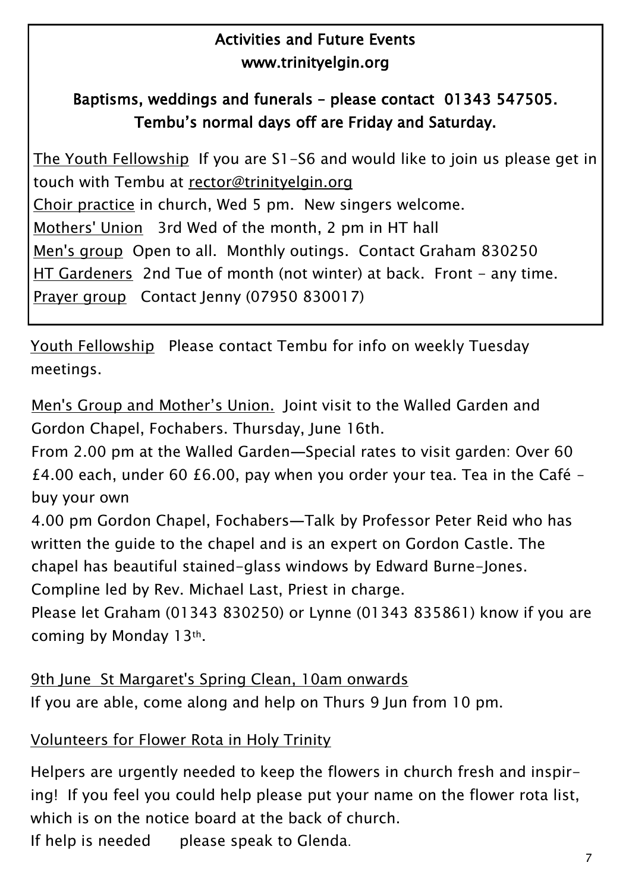**Activities and Future Events**
**www.trinityelgin.org**

**Baptisms, weddings and funerals – please contact 01343 547505.**
**Tembu's normal days off are Friday and Saturday.**

The Youth Fellowship If you are S1-S6 and would like to join us please get in touch with Tembu at rector@trinityelgin.org
Choir practice in church, Wed 5 pm. New singers welcome.
Mothers' Union 3rd Wed of the month, 2 pm in HT hall
Men's group Open to all. Monthly outings. Contact Graham 830250
HT Gardeners 2nd Tue of month (not winter) at back. Front - any time.
Prayer group Contact Jenny (07950 830017)

Youth Fellowship Please contact Tembu for info on weekly Tuesday meetings.

Men's Group and Mother's Union. Joint visit to the Walled Garden and Gordon Chapel, Fochabers. Thursday, June 16th.
From 2.00 pm at the Walled Garden—Special rates to visit garden: Over 60 £4.00 each, under 60 £6.00, pay when you order your tea. Tea in the Café – buy your own
4.00 pm Gordon Chapel, Fochabers—Talk by Professor Peter Reid who has written the guide to the chapel and is an expert on Gordon Castle. The chapel has beautiful stained-glass windows by Edward Burne-Jones.
Compline led by Rev. Michael Last, Priest in charge.
Please let Graham (01343 830250) or Lynne (01343 835861) know if you are coming by Monday 13th.

9th June St Margaret's Spring Clean, 10am onwards
If you are able, come along and help on Thurs 9 Jun from 10 pm.

Volunteers for Flower Rota in Holy Trinity

Helpers are urgently needed to keep the flowers in church fresh and inspiring! If you feel you could help please put your name on the flower rota list, which is on the notice board at the back of church.
If help is needed please speak to Glenda.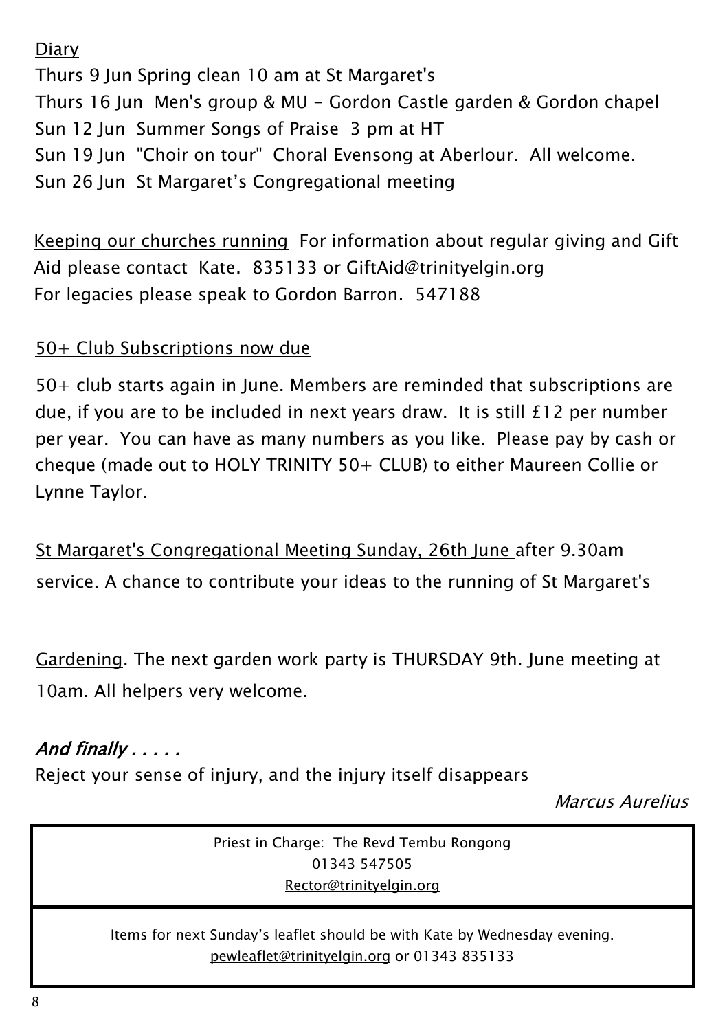Diary

Thurs 9 Jun Spring clean 10 am at St Margaret's
Thurs 16 Jun Men's group & MU - Gordon Castle garden & Gordon chapel
Sun 12 Jun Summer Songs of Praise 3 pm at HT
Sun 19 Jun "Choir on tour" Choral Evensong at Aberlour. All welcome.
Sun 26 Jun St Margaret's Congregational meeting

Keeping our churches running For information about regular giving and Gift Aid please contact Kate. 835133 or GiftAid@trinityelgin.org
For legacies please speak to Gordon Barron. 547188

50+ Club Subscriptions now due

50+ club starts again in June. Members are reminded that subscriptions are due, if you are to be included in next years draw. It is still £12 per number per year. You can have as many numbers as you like. Please pay by cash or cheque (made out to HOLY TRINITY 50+ CLUB) to either Maureen Collie or Lynne Taylor.

St Margaret's Congregational Meeting Sunday, 26th June after 9.30am service. A chance to contribute your ideas to the running of St Margaret's

Gardening. The next garden work party is THURSDAY 9th. June meeting at 10am. All helpers very welcome.

*And finally . . . . .*

Reject your sense of injury, and the injury itself disappears

*Marcus Aurelius*

Priest in Charge: The Revd Tembu Rongong
01343 547505
Rector@trinityelgin.org

Items for next Sunday's leaflet should be with Kate by Wednesday evening.
pewleaflet@trinityelgin.org or 01343 835133